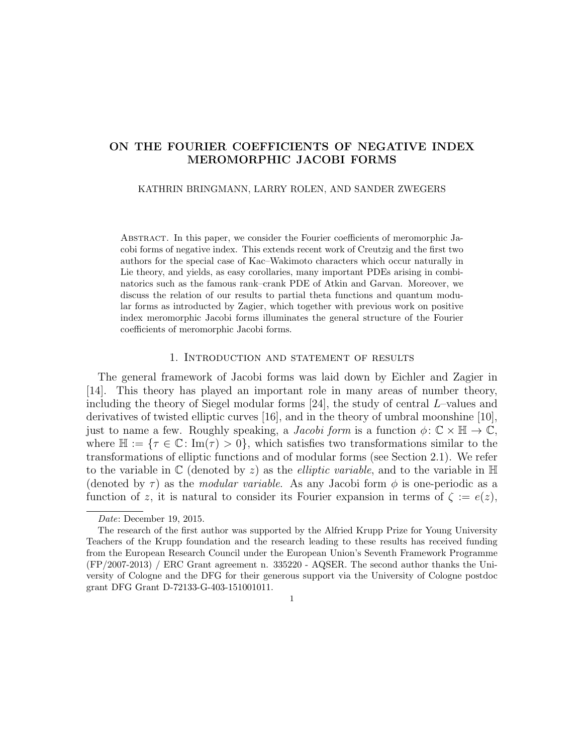# ON THE FOURIER COEFFICIENTS OF NEGATIVE INDEX MEROMORPHIC JACOBI FORMS

KATHRIN BRINGMANN, LARRY ROLEN, AND SANDER ZWEGERS

Abstract. In this paper, we consider the Fourier coefficients of meromorphic Jacobi forms of negative index. This extends recent work of Creutzig and the first two authors for the special case of Kac–Wakimoto characters which occur naturally in Lie theory, and yields, as easy corollaries, many important PDEs arising in combinatorics such as the famous rank–crank PDE of Atkin and Garvan. Moreover, we discuss the relation of our results to partial theta functions and quantum modular forms as introducted by Zagier, which together with previous work on positive index meromorphic Jacobi forms illuminates the general structure of the Fourier coefficients of meromorphic Jacobi forms.

## 1. Introduction and statement of results

The general framework of Jacobi forms was laid down by Eichler and Zagier in [14]. This theory has played an important role in many areas of number theory, including the theory of Siegel modular forms [24], the study of central $L$–values and derivatives of twisted elliptic curves [16], and in the theory of umbral moonshine [10], just to name a few. Roughly speaking, a *Jacobi form* is a function $\phi\colon \mathbb{C} \times \mathbb{H} \to \mathbb{C}$, where $\mathbb{H} := \{\tau \in \mathbb{C} \colon \mathrm{Im}(\tau) > 0\}$, which satisfies two transformations similar to the transformations of elliptic functions and of modular forms (see Section 2.1). We refer to the variable in $\mathbb{C}$ (denoted by $z$) as the *elliptic variable*, and to the variable in $\mathbb{H}$ (denoted by $\tau$) as the *modular variable*. As any Jacobi form $\phi$ is one-periodic as a function of $z$, it is natural to consider its Fourier expansion in terms of $\zeta := e(z)$,

---

*Date*: December 19, 2015.

The research of the first author was supported by the Alfried Krupp Prize for Young University Teachers of the Krupp foundation and the research leading to these results has received funding from the European Research Council under the European Union's Seventh Framework Programme (FP/2007-2013) / ERC Grant agreement n. 335220 - AQSER. The second author thanks the University of Cologne and the DFG for their generous support via the University of Cologne postdoc grant DFG Grant D-72133-G-403-151001011.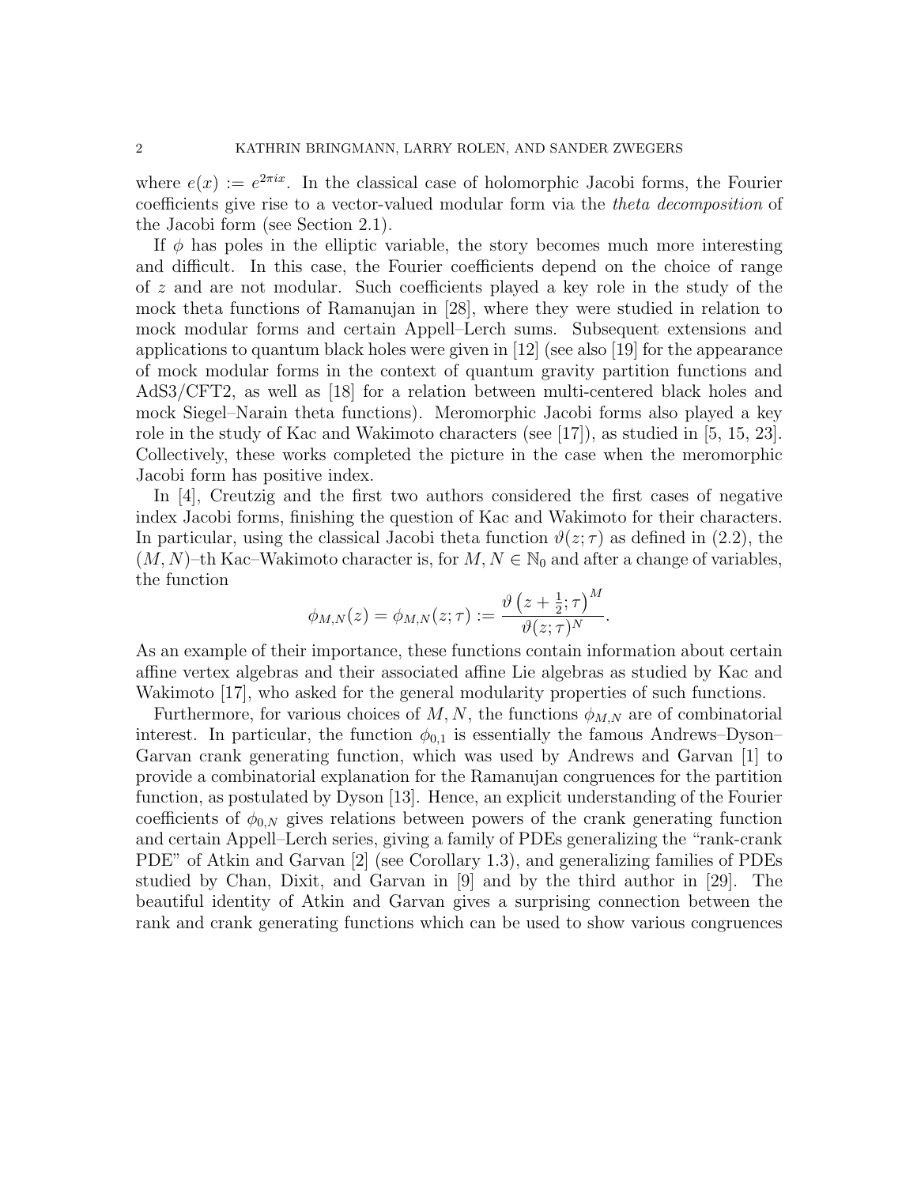where $e(x) := e^{2\pi i x}$. In the classical case of holomorphic Jacobi forms, the Fourier coefficients give rise to a vector-valued modular form via the *theta decomposition* of the Jacobi form (see Section 2.1).

If $\phi$ has poles in the elliptic variable, the story becomes much more interesting and difficult. In this case, the Fourier coefficients depend on the choice of range of $z$ and are not modular. Such coefficients played a key role in the study of the mock theta functions of Ramanujan in [28], where they were studied in relation to mock modular forms and certain Appell–Lerch sums. Subsequent extensions and applications to quantum black holes were given in [12] (see also [19] for the appearance of mock modular forms in the context of quantum gravity partition functions and AdS3/CFT2, as well as [18] for a relation between multi-centered black holes and mock Siegel–Narain theta functions). Meromorphic Jacobi forms also played a key role in the study of Kac and Wakimoto characters (see [17]), as studied in [5, 15, 23]. Collectively, these works completed the picture in the case when the meromorphic Jacobi form has positive index.

In [4], Creutzig and the first two authors considered the first cases of negative index Jacobi forms, finishing the question of Kac and Wakimoto for their characters. In particular, using the classical Jacobi theta function $\vartheta(z;\tau)$ as defined in (2.2), the $(M,N)$–th Kac–Wakimoto character is, for $M, N \in \mathbb{N}_0$ and after a change of variables, the function

$$\phi_{M,N}(z) = \phi_{M,N}(z;\tau) := \frac{\vartheta\left(z+\frac{1}{2};\tau\right)^M}{\vartheta(z;\tau)^N}.$$

As an example of their importance, these functions contain information about certain affine vertex algebras and their associated affine Lie algebras as studied by Kac and Wakimoto [17], who asked for the general modularity properties of such functions.

Furthermore, for various choices of $M, N$, the functions $\phi_{M,N}$ are of combinatorial interest. In particular, the function $\phi_{0,1}$ is essentially the famous Andrews–Dyson–Garvan crank generating function, which was used by Andrews and Garvan [1] to provide a combinatorial explanation for the Ramanujan congruences for the partition function, as postulated by Dyson [13]. Hence, an explicit understanding of the Fourier coefficients of $\phi_{0,N}$ gives relations between powers of the crank generating function and certain Appell–Lerch series, giving a family of PDEs generalizing the "rank-crank PDE" of Atkin and Garvan [2] (see Corollary 1.3), and generalizing families of PDEs studied by Chan, Dixit, and Garvan in [9] and by the third author in [29]. The beautiful identity of Atkin and Garvan gives a surprising connection between the rank and crank generating functions which can be used to show various congruences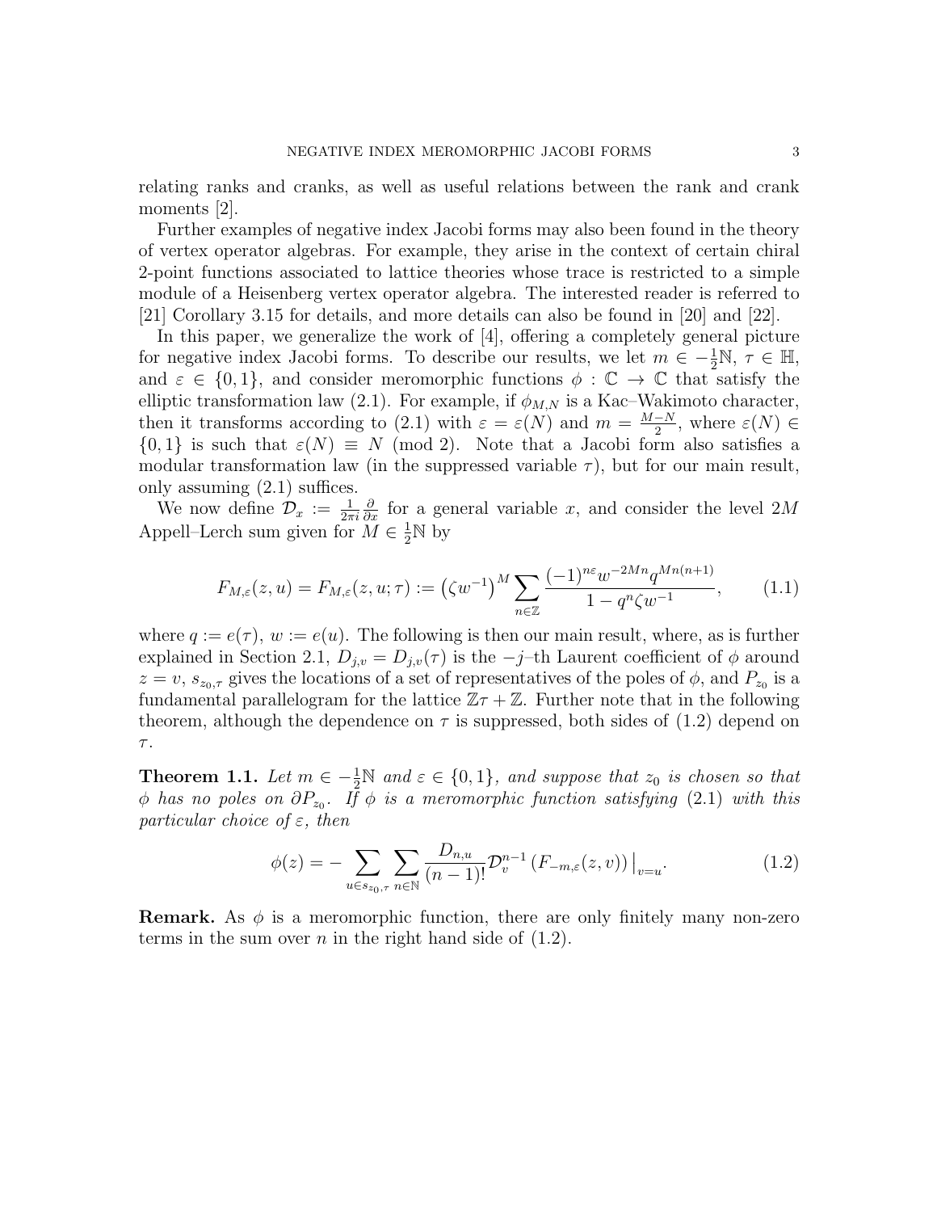relating ranks and cranks, as well as useful relations between the rank and crank moments [2].

Further examples of negative index Jacobi forms may also been found in the theory of vertex operator algebras. For example, they arise in the context of certain chiral 2-point functions associated to lattice theories whose trace is restricted to a simple module of a Heisenberg vertex operator algebra. The interested reader is referred to [21] Corollary 3.15 for details, and more details can also be found in [20] and [22].

In this paper, we generalize the work of [4], offering a completely general picture for negative index Jacobi forms. To describe our results, we let $m \in -\frac{1}{2}\mathbb{N}$, $\tau \in \mathbb{H}$, and $\varepsilon \in \{0,1\}$, and consider meromorphic functions $\phi : \mathbb{C} \to \mathbb{C}$ that satisfy the elliptic transformation law (2.1). For example, if $\phi_{M,N}$ is a Kac–Wakimoto character, then it transforms according to (2.1) with $\varepsilon = \varepsilon(N)$ and $m = \frac{M-N}{2}$, where $\varepsilon(N) \in \{0,1\}$ is such that $\varepsilon(N) \equiv N \pmod 2$. Note that a Jacobi form also satisfies a modular transformation law (in the suppressed variable $\tau$), but for our main result, only assuming (2.1) suffices.

We now define $\mathcal{D}_x := \frac{1}{2\pi i}\frac{\partial}{\partial x}$ for a general variable $x$, and consider the level $2M$ Appell–Lerch sum given for $M \in \frac{1}{2}\mathbb{N}$ by

$$F_{M,\varepsilon}(z,u) = F_{M,\varepsilon}(z,u;\tau) := \left(\zeta w^{-1}\right)^M \sum_{n\in\mathbb{Z}} \frac{(-1)^{n\varepsilon} w^{-2Mn} q^{Mn(n+1)}}{1-q^n\zeta w^{-1}}, \tag{1.1}$$

where $q := e(\tau)$, $w := e(u)$. The following is then our main result, where, as is further explained in Section 2.1, $D_{j,v} = D_{j,v}(\tau)$ is the $-j$–th Laurent coefficient of $\phi$ around $z = v$, $s_{z_0,\tau}$ gives the locations of a set of representatives of the poles of $\phi$, and $P_{z_0}$ is a fundamental parallelogram for the lattice $\mathbb{Z}\tau + \mathbb{Z}$. Further note that in the following theorem, although the dependence on $\tau$ is suppressed, both sides of (1.2) depend on $\tau$.

**Theorem 1.1.** *Let $m \in -\frac{1}{2}\mathbb{N}$ and $\varepsilon \in \{0,1\}$, and suppose that $z_0$ is chosen so that $\phi$ has no poles on $\partial P_{z_0}$. If $\phi$ is a meromorphic function satisfying (2.1) with this particular choice of $\varepsilon$, then*

$$\phi(z) = -\sum_{u\in s_{z_0,\tau}} \sum_{n\in\mathbb{N}} \frac{D_{n,u}}{(n-1)!} \mathcal{D}_v^{n-1}\left(F_{-m,\varepsilon}(z,v)\right)\big|_{v=u}. \tag{1.2}$$

**Remark.** As $\phi$ is a meromorphic function, there are only finitely many non-zero terms in the sum over $n$ in the right hand side of (1.2).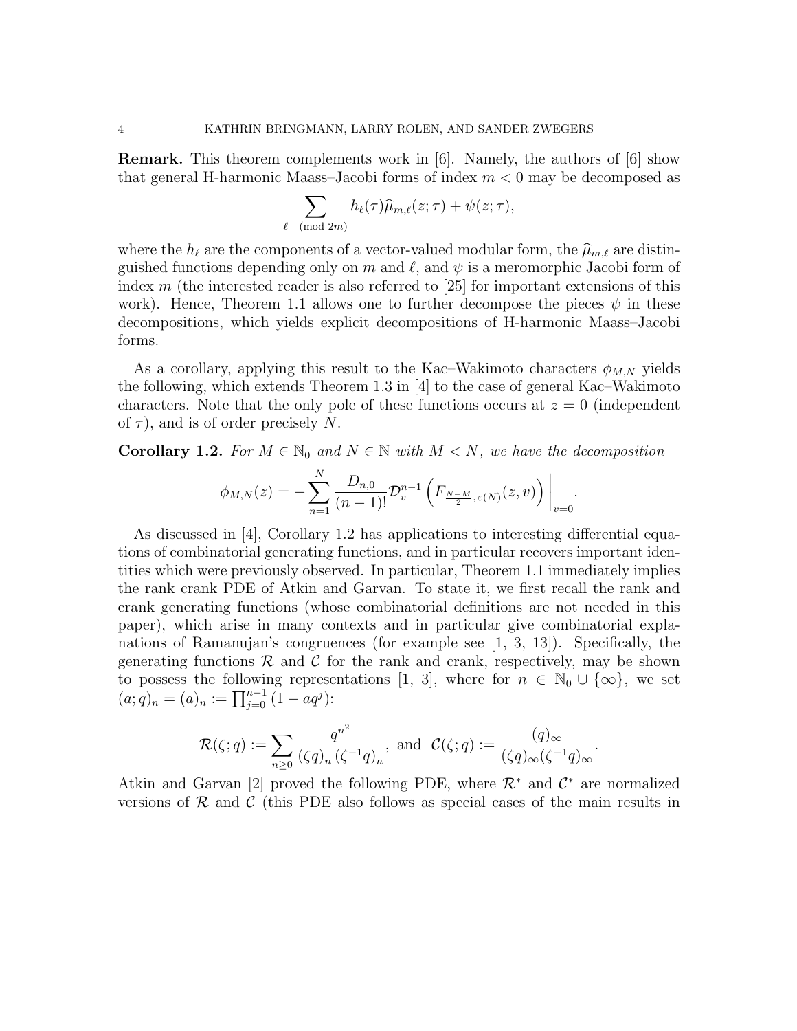**Remark.** This theorem complements work in [6]. Namely, the authors of [6] show that general H-harmonic Maass–Jacobi forms of index $m < 0$ may be decomposed as

$$\sum_{\ell \pmod{2m}} h_\ell(\tau)\widehat{\mu}_{m,\ell}(z;\tau) + \psi(z;\tau),$$

where the $h_\ell$ are the components of a vector-valued modular form, the $\widehat{\mu}_{m,\ell}$ are distinguished functions depending only on $m$ and $\ell$, and $\psi$ is a meromorphic Jacobi form of index $m$ (the interested reader is also referred to [25] for important extensions of this work). Hence, Theorem 1.1 allows one to further decompose the pieces $\psi$ in these decompositions, which yields explicit decompositions of H-harmonic Maass–Jacobi forms.

As a corollary, applying this result to the Kac–Wakimoto characters $\phi_{M,N}$ yields the following, which extends Theorem 1.3 in [4] to the case of general Kac–Wakimoto characters. Note that the only pole of these functions occurs at $z = 0$ (independent of $\tau$), and is of order precisely $N$.

**Corollary 1.2.** *For $M \in \mathbb{N}_0$ and $N \in \mathbb{N}$ with $M < N$, we have the decomposition*

$$\phi_{M,N}(z) = -\sum_{n=1}^{N} \frac{D_{n,0}}{(n-1)!}\mathcal{D}_v^{n-1}\left(F_{\frac{N-M}{2},\varepsilon(N)}(z,v)\right)\Big|_{v=0}.$$

As discussed in [4], Corollary 1.2 has applications to interesting differential equations of combinatorial generating functions, and in particular recovers important identities which were previously observed. In particular, Theorem 1.1 immediately implies the rank crank PDE of Atkin and Garvan. To state it, we first recall the rank and crank generating functions (whose combinatorial definitions are not needed in this paper), which arise in many contexts and in particular give combinatorial explanations of Ramanujan's congruences (for example see [1, 3, 13]). Specifically, the generating functions $\mathcal{R}$ and $\mathcal{C}$ for the rank and crank, respectively, may be shown to possess the following representations [1, 3], where for $n \in \mathbb{N}_0 \cup \{\infty\}$, we set $(a;q)_n = (a)_n := \prod_{j=0}^{n-1}(1-aq^j)$:

$$\mathcal{R}(\zeta;q) := \sum_{n\geq 0} \frac{q^{n^2}}{(\zeta q)_n (\zeta^{-1}q)_n}, \text{ and } \mathcal{C}(\zeta;q) := \frac{(q)_\infty}{(\zeta q)_\infty (\zeta^{-1}q)_\infty}.$$

Atkin and Garvan [2] proved the following PDE, where $\mathcal{R}^*$ and $\mathcal{C}^*$ are normalized versions of $\mathcal{R}$ and $\mathcal{C}$ (this PDE also follows as special cases of the main results in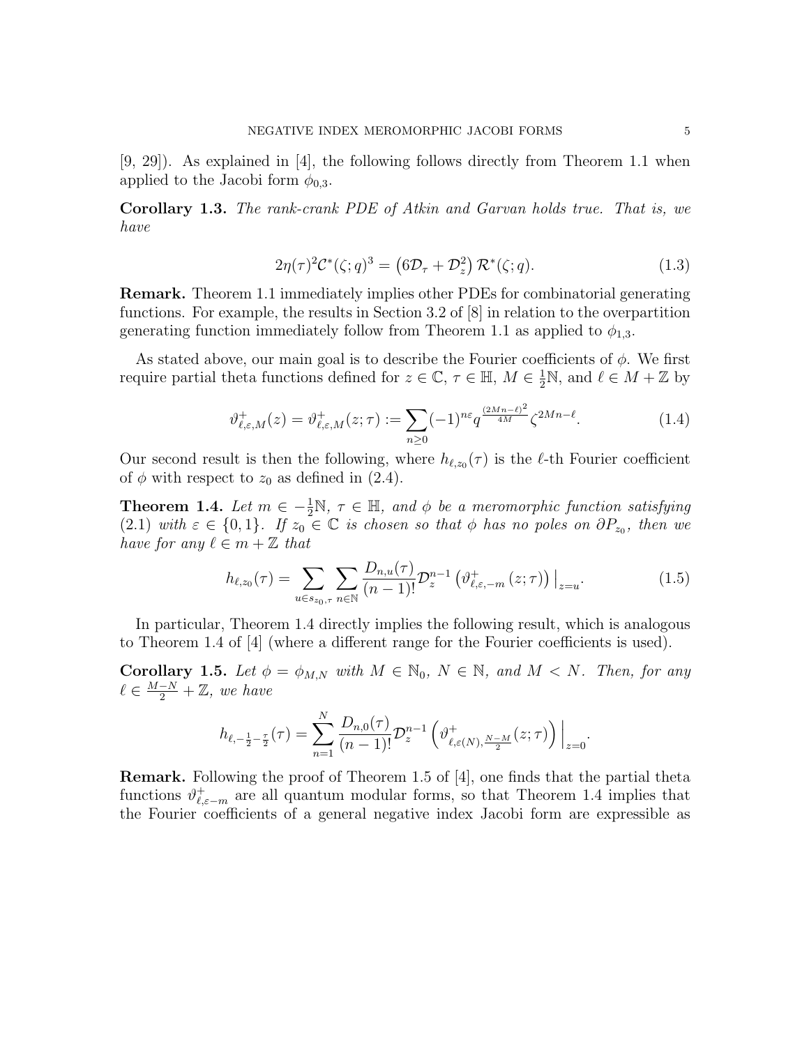[9, 29]). As explained in [4], the following follows directly from Theorem 1.1 when applied to the Jacobi form $\phi_{0,3}$.

**Corollary 1.3.** *The rank-crank PDE of Atkin and Garvan holds true. That is, we have*

$$2\eta(\tau)^2\mathcal{C}^*(\zeta;q)^3 = \left(6\mathcal{D}_\tau + \mathcal{D}_z^2\right)\mathcal{R}^*(\zeta;q). \tag{1.3}$$

**Remark.** Theorem 1.1 immediately implies other PDEs for combinatorial generating functions. For example, the results in Section 3.2 of [8] in relation to the overpartition generating function immediately follow from Theorem 1.1 as applied to $\phi_{1,3}$.

As stated above, our main goal is to describe the Fourier coefficients of $\phi$. We first require partial theta functions defined for $z \in \mathbb{C}$, $\tau \in \mathbb{H}$, $M \in \frac{1}{2}\mathbb{N}$, and $\ell \in M + \mathbb{Z}$ by

$$\vartheta^+_{\ell,\varepsilon,M}(z) = \vartheta^+_{\ell,\varepsilon,M}(z;\tau) := \sum_{n\geq 0} (-1)^{n\varepsilon} q^{\frac{(2Mn-\ell)^2}{4M}} \zeta^{2Mn-\ell}. \tag{1.4}$$

Our second result is then the following, where $h_{\ell,z_0}(\tau)$ is the $\ell$-th Fourier coefficient of $\phi$ with respect to $z_0$ as defined in (2.4).

**Theorem 1.4.** *Let $m \in -\frac{1}{2}\mathbb{N}$, $\tau \in \mathbb{H}$, and $\phi$ be a meromorphic function satisfying (2.1) with $\varepsilon \in \{0,1\}$. If $z_0 \in \mathbb{C}$ is chosen so that $\phi$ has no poles on $\partial P_{z_0}$, then we have for any $\ell \in m + \mathbb{Z}$ that*

$$h_{\ell,z_0}(\tau) = \sum_{u\in s_{z_0,\tau}} \sum_{n\in\mathbb{N}} \frac{D_{n,u}(\tau)}{(n-1)!} \mathcal{D}_z^{n-1}\left(\vartheta^+_{\ell,\varepsilon,-m}(z;\tau)\right)\big|_{z=u}. \tag{1.5}$$

In particular, Theorem 1.4 directly implies the following result, which is analogous to Theorem 1.4 of [4] (where a different range for the Fourier coefficients is used).

**Corollary 1.5.** *Let $\phi = \phi_{M,N}$ with $M \in \mathbb{N}_0$, $N \in \mathbb{N}$, and $M < N$. Then, for any $\ell \in \frac{M-N}{2} + \mathbb{Z}$, we have*

$$h_{\ell,-\frac{1}{2}-\frac{\tau}{2}}(\tau) = \sum_{n=1}^{N} \frac{D_{n,0}(\tau)}{(n-1)!} \mathcal{D}_z^{n-1}\left(\vartheta^+_{\ell,\varepsilon(N),\frac{N-M}{2}}(z;\tau)\right)\Big|_{z=0}.$$

**Remark.** Following the proof of Theorem 1.5 of [4], one finds that the partial theta functions $\vartheta^+_{\ell,\varepsilon-m}$ are all quantum modular forms, so that Theorem 1.4 implies that the Fourier coefficients of a general negative index Jacobi form are expressible as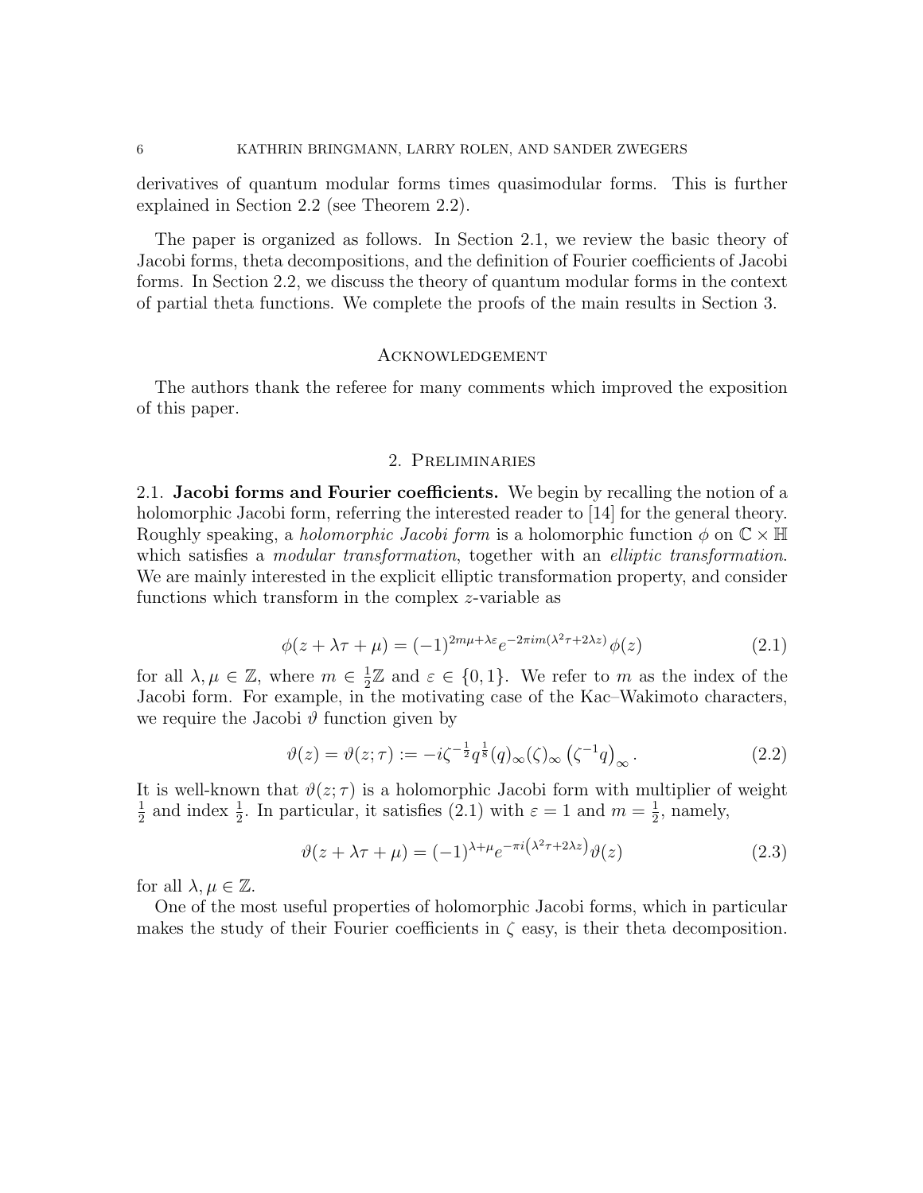derivatives of quantum modular forms times quasimodular forms. This is further explained in Section 2.2 (see Theorem 2.2).

The paper is organized as follows. In Section 2.1, we review the basic theory of Jacobi forms, theta decompositions, and the definition of Fourier coefficients of Jacobi forms. In Section 2.2, we discuss the theory of quantum modular forms in the context of partial theta functions. We complete the proofs of the main results in Section 3.

## Acknowledgement

The authors thank the referee for many comments which improved the exposition of this paper.

## 2. Preliminaries

### 2.1. Jacobi forms and Fourier coefficients.

We begin by recalling the notion of a holomorphic Jacobi form, referring the interested reader to [14] for the general theory. Roughly speaking, a *holomorphic Jacobi form* is a holomorphic function $\phi$ on $\mathbb{C} \times \mathbb{H}$ which satisfies a *modular transformation*, together with an *elliptic transformation*. We are mainly interested in the explicit elliptic transformation property, and consider functions which transform in the complex $z$-variable as

$$\phi(z + \lambda\tau + \mu) = (-1)^{2m\mu + \lambda\varepsilon} e^{-2\pi i m(\lambda^2\tau + 2\lambda z)} \phi(z) \tag{2.1}$$

for all $\lambda, \mu \in \mathbb{Z}$, where $m \in \frac{1}{2}\mathbb{Z}$ and $\varepsilon \in \{0, 1\}$. We refer to $m$ as the index of the Jacobi form. For example, in the motivating case of the Kac–Wakimoto characters, we require the Jacobi $\vartheta$ function given by

$$\vartheta(z) = \vartheta(z;\tau) := -i\zeta^{-\frac{1}{2}} q^{\frac{1}{8}} (q)_\infty (\zeta)_\infty \left(\zeta^{-1} q\right)_\infty. \tag{2.2}$$

It is well-known that $\vartheta(z;\tau)$ is a holomorphic Jacobi form with multiplier of weight $\frac{1}{2}$ and index $\frac{1}{2}$. In particular, it satisfies (2.1) with $\varepsilon = 1$ and $m = \frac{1}{2}$, namely,

$$\vartheta(z + \lambda\tau + \mu) = (-1)^{\lambda + \mu} e^{-\pi i\left(\lambda^2\tau + 2\lambda z\right)} \vartheta(z) \tag{2.3}$$

for all $\lambda, \mu \in \mathbb{Z}$.

One of the most useful properties of holomorphic Jacobi forms, which in particular makes the study of their Fourier coefficients in $\zeta$ easy, is their theta decomposition.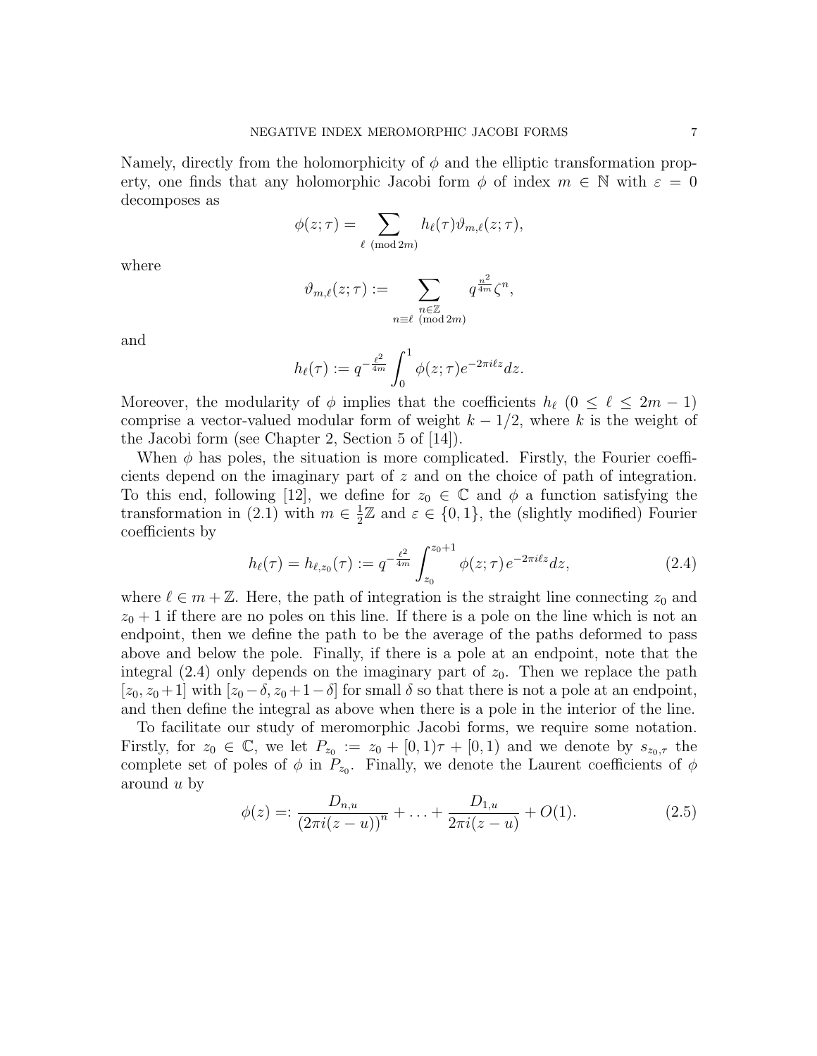Namely, directly from the holomorphicity of $\phi$ and the elliptic transformation property, one finds that any holomorphic Jacobi form $\phi$ of index $m \in \mathbb{N}$ with $\varepsilon = 0$ decomposes as

$$\phi(z;\tau) = \sum_{\ell \pmod{2m}} h_\ell(\tau)\vartheta_{m,\ell}(z;\tau),$$

where

$$\vartheta_{m,\ell}(z;\tau) := \sum_{\substack{n\in\mathbb{Z} \\ n\equiv \ell \pmod{2m}}} q^{\frac{n^2}{4m}}\zeta^n,$$

and

$$h_\ell(\tau) := q^{-\frac{\ell^2}{4m}} \int_0^1 \phi(z;\tau)e^{-2\pi i \ell z}dz.$$

Moreover, the modularity of $\phi$ implies that the coefficients $h_\ell$ $(0 \leq \ell \leq 2m-1)$ comprise a vector-valued modular form of weight $k - 1/2$, where $k$ is the weight of the Jacobi form (see Chapter 2, Section 5 of [14]).

When $\phi$ has poles, the situation is more complicated. Firstly, the Fourier coefficients depend on the imaginary part of $z$ and on the choice of path of integration. To this end, following [12], we define for $z_0 \in \mathbb{C}$ and $\phi$ a function satisfying the transformation in (2.1) with $m \in \frac{1}{2}\mathbb{Z}$ and $\varepsilon \in \{0, 1\}$, the (slightly modified) Fourier coefficients by

$$h_\ell(\tau) = h_{\ell,z_0}(\tau) := q^{-\frac{\ell^2}{4m}} \int_{z_0}^{z_0+1} \phi(z;\tau)e^{-2\pi i \ell z}dz, \tag{2.4}$$

where $\ell \in m + \mathbb{Z}$. Here, the path of integration is the straight line connecting $z_0$ and $z_0 + 1$ if there are no poles on this line. If there is a pole on the line which is not an endpoint, then we define the path to be the average of the paths deformed to pass above and below the pole. Finally, if there is a pole at an endpoint, note that the integral (2.4) only depends on the imaginary part of $z_0$. Then we replace the path $[z_0, z_0+1]$ with $[z_0-\delta, z_0+1-\delta]$ for small $\delta$ so that there is not a pole at an endpoint, and then define the integral as above when there is a pole in the interior of the line.

To facilitate our study of meromorphic Jacobi forms, we require some notation. Firstly, for $z_0 \in \mathbb{C}$, we let $P_{z_0} := z_0 + [0, 1)\tau + [0, 1)$ and we denote by $s_{z_0,\tau}$ the complete set of poles of $\phi$ in $P_{z_0}$. Finally, we denote the Laurent coefficients of $\phi$ around $u$ by

$$\phi(z) =: \frac{D_{n,u}}{\left(2\pi i(z-u)\right)^n} + \ldots + \frac{D_{1,u}}{2\pi i(z-u)} + O(1). \tag{2.5}$$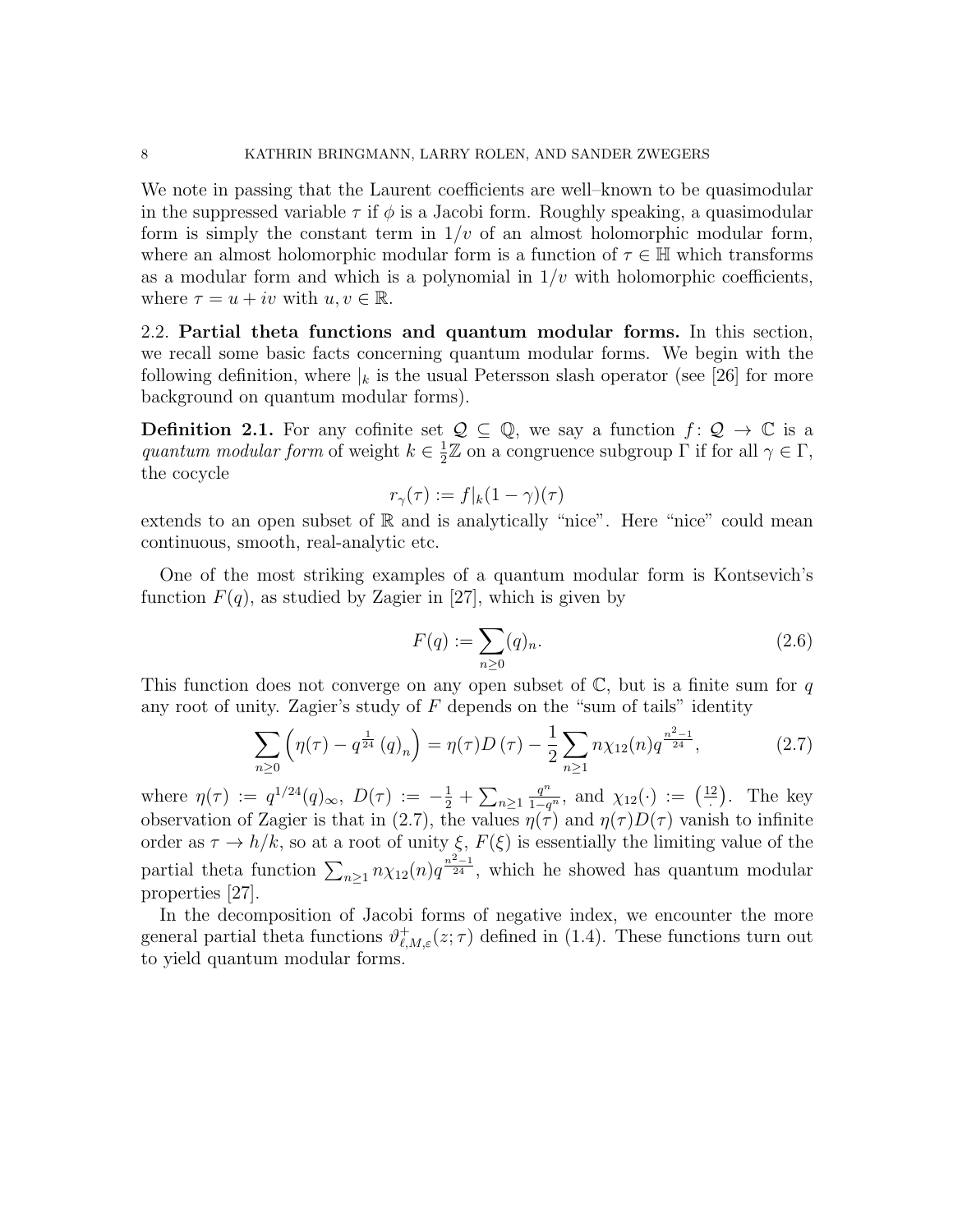We note in passing that the Laurent coefficients are well–known to be quasimodular in the suppressed variable $\tau$ if $\phi$ is a Jacobi form. Roughly speaking, a quasimodular form is simply the constant term in $1/v$ of an almost holomorphic modular form, where an almost holomorphic modular form is a function of $\tau \in \mathbb{H}$ which transforms as a modular form and which is a polynomial in $1/v$ with holomorphic coefficients, where $\tau = u + iv$ with $u, v \in \mathbb{R}$.

## 2.2. Partial theta functions and quantum modular forms.

In this section, we recall some basic facts concerning quantum modular forms. We begin with the following definition, where $|_k$ is the usual Petersson slash operator (see [26] for more background on quantum modular forms).

**Definition 2.1.** For any cofinite set $\mathcal{Q} \subseteq \mathbb{Q}$, we say a function $f\colon \mathcal{Q} \to \mathbb{C}$ is a *quantum modular form* of weight $k \in \frac{1}{2}\mathbb{Z}$ on a congruence subgroup $\Gamma$ if for all $\gamma \in \Gamma$, the cocycle

$$r_\gamma(\tau) := f|_k(1-\gamma)(\tau)$$

extends to an open subset of $\mathbb{R}$ and is analytically "nice". Here "nice" could mean continuous, smooth, real-analytic etc.

One of the most striking examples of a quantum modular form is Kontsevich's function $F(q)$, as studied by Zagier in [27], which is given by

$$F(q) := \sum_{n\geq 0} (q)_n. \tag{2.6}$$

This function does not converge on any open subset of $\mathbb{C}$, but is a finite sum for $q$ any root of unity. Zagier's study of $F$ depends on the "sum of tails" identity

$$\sum_{n\geq 0} \left(\eta(\tau) - q^{\frac{1}{24}} (q)_n\right) = \eta(\tau) D(\tau) - \frac{1}{2}\sum_{n\geq 1} n\chi_{12}(n) q^{\frac{n^2-1}{24}}, \tag{2.7}$$

where $\eta(\tau) := q^{1/24}(q)_\infty$, $D(\tau) := -\frac{1}{2} + \sum_{n\geq 1} \frac{q^n}{1-q^n}$, and $\chi_{12}(\cdot) := \left(\frac{12}{\cdot}\right)$. The key observation of Zagier is that in (2.7), the values $\eta(\tau)$ and $\eta(\tau)D(\tau)$ vanish to infinite order as $\tau \to h/k$, so at a root of unity $\xi$, $F(\xi)$ is essentially the limiting value of the partial theta function $\sum_{n\geq 1} n\chi_{12}(n) q^{\frac{n^2-1}{24}}$, which he showed has quantum modular properties [27].

In the decomposition of Jacobi forms of negative index, we encounter the more general partial theta functions $\vartheta^+_{\ell,M,\varepsilon}(z;\tau)$ defined in (1.4). These functions turn out to yield quantum modular forms.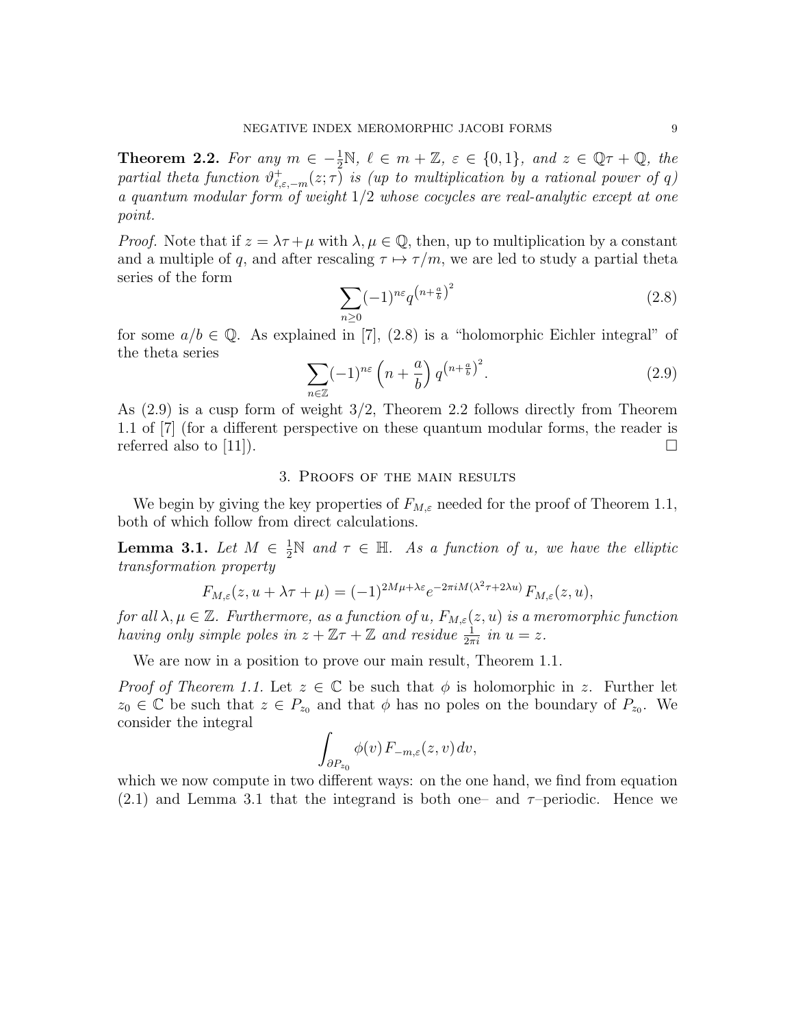**Theorem 2.2.** *For any $m \in -\frac{1}{2}\mathbb{N}$, $\ell \in m + \mathbb{Z}$, $\varepsilon \in \{0, 1\}$, and $z \in \mathbb{Q}\tau + \mathbb{Q}$, the partial theta function $\vartheta^{+}_{\ell,\varepsilon,-m}(z;\tau)$ is (up to multiplication by a rational power of $q$) a quantum modular form of weight $1/2$ whose cocycles are real-analytic except at one point.*

*Proof.* Note that if $z = \lambda\tau + \mu$ with $\lambda, \mu \in \mathbb{Q}$, then, up to multiplication by a constant and a multiple of $q$, and after rescaling $\tau \mapsto \tau/m$, we are led to study a partial theta series of the form

$$\sum_{n \geq 0} (-1)^{n\varepsilon} q^{\left(n + \frac{a}{b}\right)^2} \tag{2.8}$$

for some $a/b \in \mathbb{Q}$. As explained in [7], (2.8) is a "holomorphic Eichler integral" of the theta series

$$\sum_{n \in \mathbb{Z}} (-1)^{n\varepsilon} \left(n + \frac{a}{b}\right) q^{\left(n + \frac{a}{b}\right)^2}. \tag{2.9}$$

As (2.9) is a cusp form of weight $3/2$, Theorem 2.2 follows directly from Theorem 1.1 of [7] (for a different perspective on these quantum modular forms, the reader is referred also to [11]). $\square$

## 3. Proofs of the main results

We begin by giving the key properties of $F_{M,\varepsilon}$ needed for the proof of Theorem 1.1, both of which follow from direct calculations.

**Lemma 3.1.** *Let $M \in \frac{1}{2}\mathbb{N}$ and $\tau \in \mathbb{H}$. As a function of $u$, we have the elliptic transformation property*

$$F_{M,\varepsilon}(z, u + \lambda\tau + \mu) = (-1)^{2M\mu + \lambda\varepsilon} e^{-2\pi i M(\lambda^2\tau + 2\lambda u)} F_{M,\varepsilon}(z, u),$$

*for all $\lambda, \mu \in \mathbb{Z}$. Furthermore, as a function of $u$, $F_{M,\varepsilon}(z, u)$ is a meromorphic function having only simple poles in $z + \mathbb{Z}\tau + \mathbb{Z}$ and residue $\frac{1}{2\pi i}$ in $u = z$.*

We are now in a position to prove our main result, Theorem 1.1.

*Proof of Theorem 1.1.* Let $z \in \mathbb{C}$ be such that $\phi$ is holomorphic in $z$. Further let $z_0 \in \mathbb{C}$ be such that $z \in P_{z_0}$ and that $\phi$ has no poles on the boundary of $P_{z_0}$. We consider the integral

$$\int_{\partial P_{z_0}} \phi(v) F_{-m,\varepsilon}(z, v)\, dv,$$

which we now compute in two different ways: on the one hand, we find from equation (2.1) and Lemma 3.1 that the integrand is both one– and $\tau$–periodic. Hence we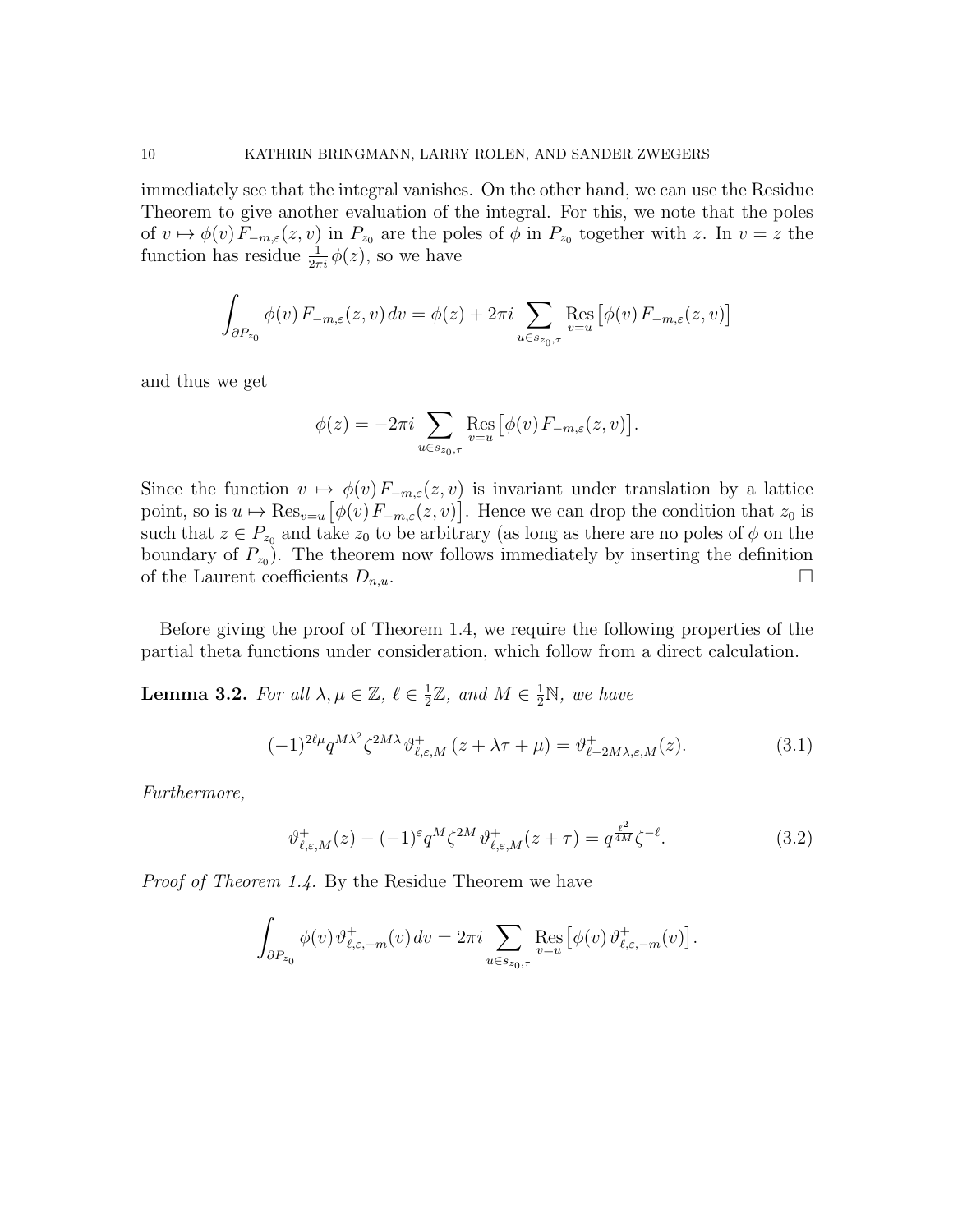immediately see that the integral vanishes. On the other hand, we can use the Residue Theorem to give another evaluation of the integral. For this, we note that the poles of $v \mapsto \phi(v)\, F_{-m,\varepsilon}(z,v)$ in $P_{z_0}$ are the poles of $\phi$ in $P_{z_0}$ together with $z$. In $v = z$ the function has residue $\frac{1}{2\pi i}\phi(z)$, so we have

$$\int_{\partial P_{z_0}} \phi(v)\, F_{-m,\varepsilon}(z,v)\, dv = \phi(z) + 2\pi i \sum_{u \in s_{z_0,\tau}} \operatorname*{Res}_{v=u} \big[\phi(v)\, F_{-m,\varepsilon}(z,v)\big]$$

and thus we get

$$\phi(z) = -2\pi i \sum_{u \in s_{z_0,\tau}} \operatorname*{Res}_{v=u} \big[\phi(v)\, F_{-m,\varepsilon}(z,v)\big].$$

Since the function $v \mapsto \phi(v)\, F_{-m,\varepsilon}(z,v)$ is invariant under translation by a lattice point, so is $u \mapsto \operatorname{Res}_{v=u}\big[\phi(v)\, F_{-m,\varepsilon}(z,v)\big]$. Hence we can drop the condition that $z_0$ is such that $z \in P_{z_0}$ and take $z_0$ to be arbitrary (as long as there are no poles of $\phi$ on the boundary of $P_{z_0}$). The theorem now follows immediately by inserting the definition of the Laurent coefficients $D_{n,u}$. $\square$

Before giving the proof of Theorem 1.4, we require the following properties of the partial theta functions under consideration, which follow from a direct calculation.

**Lemma 3.2.** *For all $\lambda, \mu \in \mathbb{Z}$, $\ell \in \frac{1}{2}\mathbb{Z}$, and $M \in \frac{1}{2}\mathbb{N}$, we have*

$$(-1)^{2\ell\mu} q^{M\lambda^2} \zeta^{2M\lambda}\, \vartheta^+_{\ell,\varepsilon,M}\left(z + \lambda\tau + \mu\right) = \vartheta^+_{\ell - 2M\lambda,\varepsilon,M}(z). \tag{3.1}$$

*Furthermore,*

$$\vartheta^+_{\ell,\varepsilon,M}(z) - (-1)^{\varepsilon} q^M \zeta^{2M}\, \vartheta^+_{\ell,\varepsilon,M}(z+\tau) = q^{\frac{\ell^2}{4M}} \zeta^{-\ell}. \tag{3.2}$$

*Proof of Theorem 1.4.* By the Residue Theorem we have

$$\int_{\partial P_{z_0}} \phi(v)\, \vartheta^+_{\ell,\varepsilon,-m}(v)\, dv = 2\pi i \sum_{u \in s_{z_0,\tau}} \operatorname*{Res}_{v=u} \big[\phi(v)\, \vartheta^+_{\ell,\varepsilon,-m}(v)\big].$$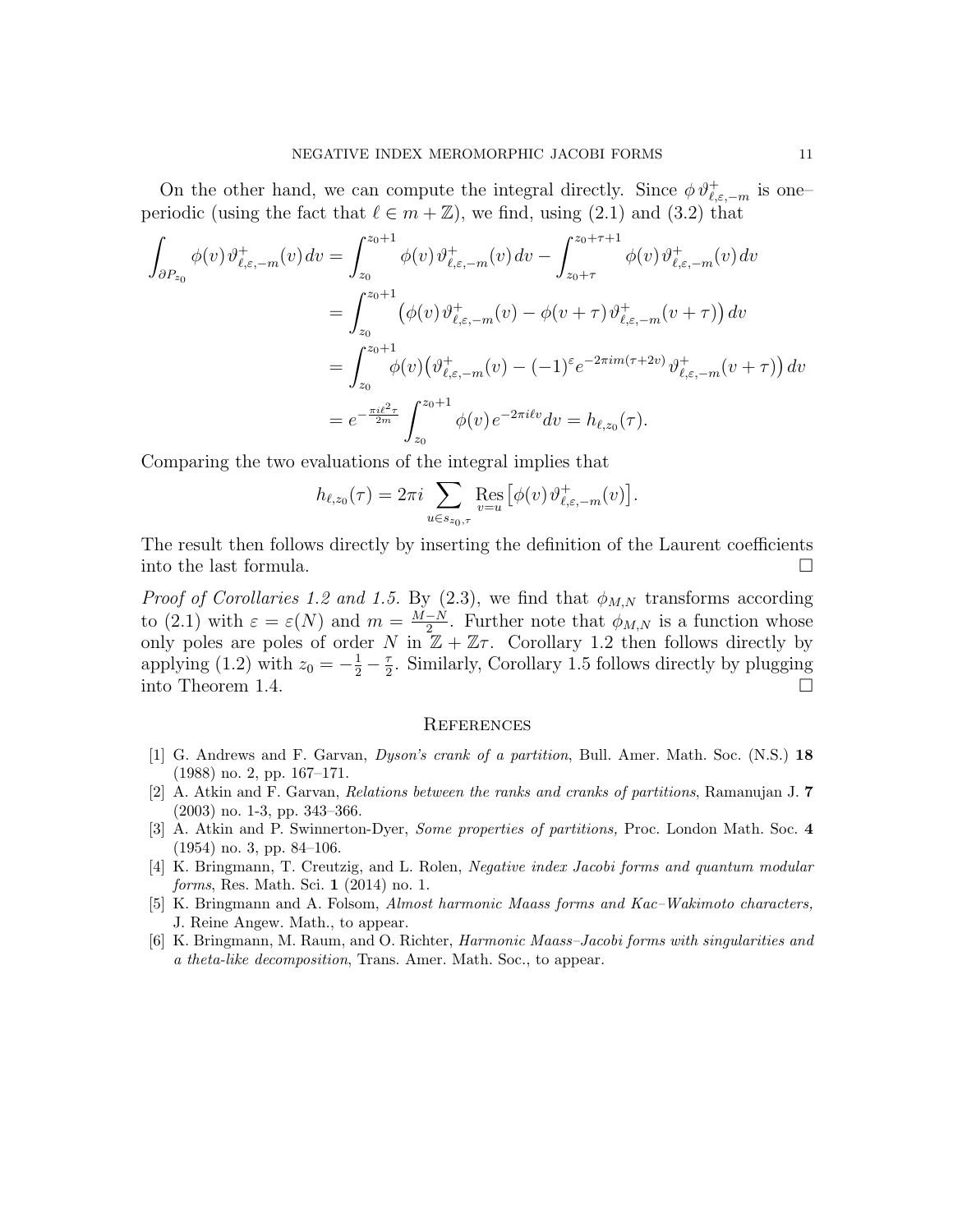On the other hand, we can compute the integral directly. Since $\phi\,\vartheta^+_{\ell,\varepsilon,-m}$ is one–periodic (using the fact that $\ell \in m + \mathbb{Z}$), we find, using (2.1) and (3.2) that

$$\begin{aligned}
\int_{\partial P_{z_0}} \phi(v)\,\vartheta^+_{\ell,\varepsilon,-m}(v)\,dv &= \int_{z_0}^{z_0+1} \phi(v)\,\vartheta^+_{\ell,\varepsilon,-m}(v)\,dv - \int_{z_0+\tau}^{z_0+\tau+1} \phi(v)\,\vartheta^+_{\ell,\varepsilon,-m}(v)\,dv \\
&= \int_{z_0}^{z_0+1} \left(\phi(v)\,\vartheta^+_{\ell,\varepsilon,-m}(v) - \phi(v+\tau)\,\vartheta^+_{\ell,\varepsilon,-m}(v+\tau)\right) dv \\
&= \int_{z_0}^{z_0+1} \phi(v)\left(\vartheta^+_{\ell,\varepsilon,-m}(v) - (-1)^{\varepsilon} e^{-2\pi i m(\tau+2v)}\,\vartheta^+_{\ell,\varepsilon,-m}(v+\tau)\right) dv \\
&= e^{-\frac{\pi i \ell^2 \tau}{2m}} \int_{z_0}^{z_0+1} \phi(v)\, e^{-2\pi i \ell v} dv = h_{\ell,z_0}(\tau).
\end{aligned}$$

Comparing the two evaluations of the integral implies that

$$h_{\ell,z_0}(\tau) = 2\pi i \sum_{u \in s_{z_0,\tau}} \operatorname*{Res}_{v=u}\left[\phi(v)\,\vartheta^+_{\ell,\varepsilon,-m}(v)\right].$$

The result then follows directly by inserting the definition of the Laurent coefficients into the last formula. $\square$

*Proof of Corollaries 1.2 and 1.5.* By (2.3), we find that $\phi_{M,N}$ transforms according to (2.1) with $\varepsilon = \varepsilon(N)$ and $m = \frac{M-N}{2}$. Further note that $\phi_{M,N}$ is a function whose only poles are poles of order $N$ in $\mathbb{Z} + \mathbb{Z}\tau$. Corollary 1.2 then follows directly by applying (1.2) with $z_0 = -\frac{1}{2} - \frac{\tau}{2}$. Similarly, Corollary 1.5 follows directly by plugging into Theorem 1.4. $\square$

## References

[1] G. Andrews and F. Garvan, *Dyson's crank of a partition*, Bull. Amer. Math. Soc. (N.S.) **18** (1988) no. 2, pp. 167–171.

[2] A. Atkin and F. Garvan, *Relations between the ranks and cranks of partitions*, Ramanujan J. **7** (2003) no. 1-3, pp. 343–366.

[3] A. Atkin and P. Swinnerton-Dyer, *Some properties of partitions,* Proc. London Math. Soc. **4** (1954) no. 3, pp. 84–106.

[4] K. Bringmann, T. Creutzig, and L. Rolen, *Negative index Jacobi forms and quantum modular forms*, Res. Math. Sci. **1** (2014) no. 1.

[5] K. Bringmann and A. Folsom, *Almost harmonic Maass forms and Kac–Wakimoto characters,* J. Reine Angew. Math., to appear.

[6] K. Bringmann, M. Raum, and O. Richter, *Harmonic Maass–Jacobi forms with singularities and a theta-like decomposition*, Trans. Amer. Math. Soc., to appear.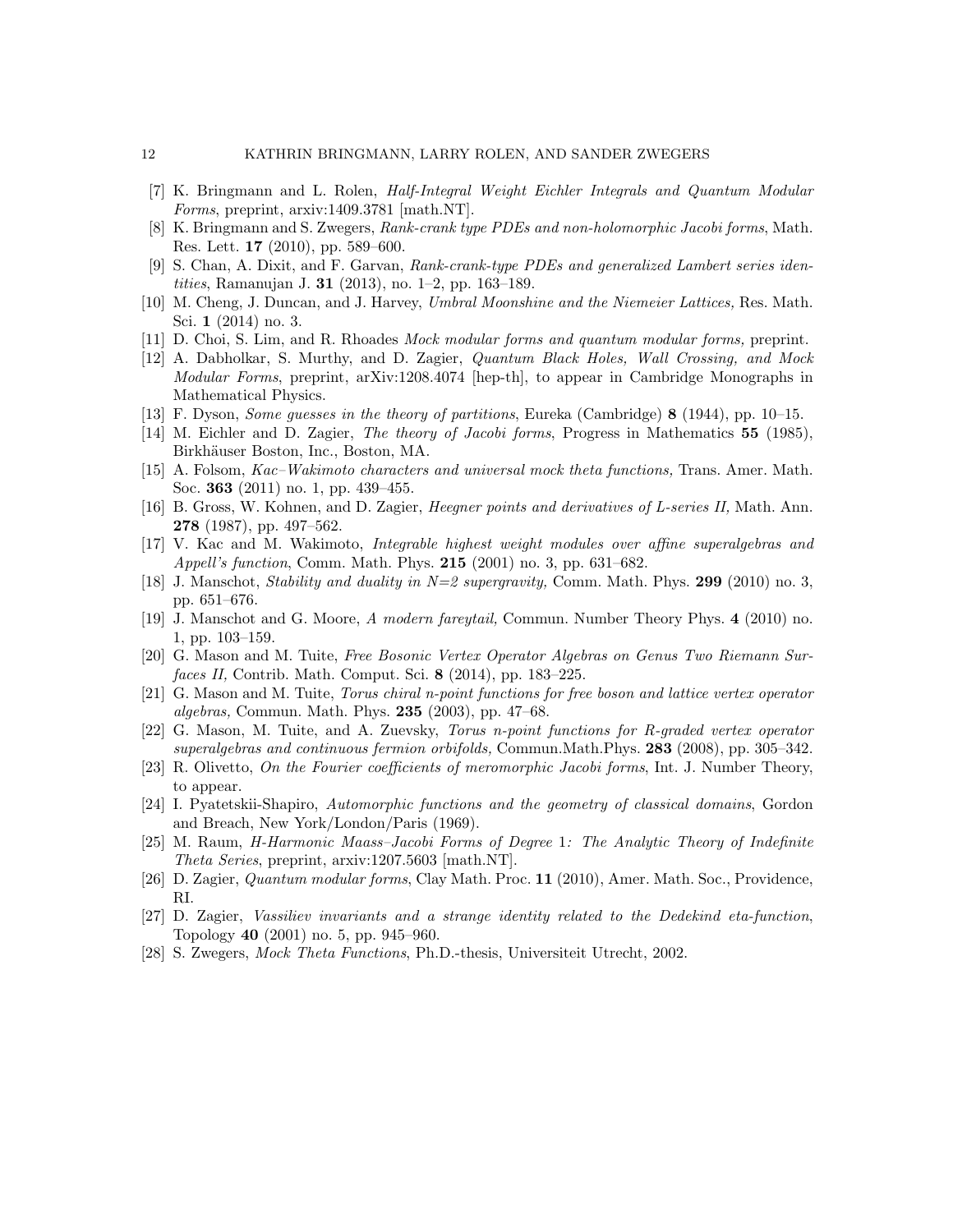[7] K. Bringmann and L. Rolen, *Half-Integral Weight Eichler Integrals and Quantum Modular Forms*, preprint, arxiv:1409.3781 [math.NT].

[8] K. Bringmann and S. Zwegers, *Rank-crank type PDEs and non-holomorphic Jacobi forms*, Math. Res. Lett. **17** (2010), pp. 589–600.

[9] S. Chan, A. Dixit, and F. Garvan, *Rank-crank-type PDEs and generalized Lambert series identities*, Ramanujan J. **31** (2013), no. 1–2, pp. 163–189.

[10] M. Cheng, J. Duncan, and J. Harvey, *Umbral Moonshine and the Niemeier Lattices,* Res. Math. Sci. **1** (2014) no. 3.

[11] D. Choi, S. Lim, and R. Rhoades *Mock modular forms and quantum modular forms,* preprint.

[12] A. Dabholkar, S. Murthy, and D. Zagier, *Quantum Black Holes, Wall Crossing, and Mock Modular Forms*, preprint, arXiv:1208.4074 [hep-th], to appear in Cambridge Monographs in Mathematical Physics.

[13] F. Dyson, *Some guesses in the theory of partitions*, Eureka (Cambridge) **8** (1944), pp. 10–15.

[14] M. Eichler and D. Zagier, *The theory of Jacobi forms*, Progress in Mathematics **55** (1985), Birkhäuser Boston, Inc., Boston, MA.

[15] A. Folsom, *Kac–Wakimoto characters and universal mock theta functions,* Trans. Amer. Math. Soc. **363** (2011) no. 1, pp. 439–455.

[16] B. Gross, W. Kohnen, and D. Zagier, *Heegner points and derivatives of L-series II,* Math. Ann. **278** (1987), pp. 497–562.

[17] V. Kac and M. Wakimoto, *Integrable highest weight modules over affine superalgebras and Appell's function*, Comm. Math. Phys. **215** (2001) no. 3, pp. 631–682.

[18] J. Manschot, *Stability and duality in N=2 supergravity,* Comm. Math. Phys. **299** (2010) no. 3, pp. 651–676.

[19] J. Manschot and G. Moore, *A modern fareytail,* Commun. Number Theory Phys. **4** (2010) no. 1, pp. 103–159.

[20] G. Mason and M. Tuite, *Free Bosonic Vertex Operator Algebras on Genus Two Riemann Surfaces II,* Contrib. Math. Comput. Sci. **8** (2014), pp. 183–225.

[21] G. Mason and M. Tuite, *Torus chiral n-point functions for free boson and lattice vertex operator algebras,* Commun. Math. Phys. **235** (2003), pp. 47–68.

[22] G. Mason, M. Tuite, and A. Zuevsky, *Torus n-point functions for R-graded vertex operator superalgebras and continuous fermion orbifolds,* Commun.Math.Phys. **283** (2008), pp. 305–342.

[23] R. Olivetto, *On the Fourier coefficients of meromorphic Jacobi forms*, Int. J. Number Theory, to appear.

[24] I. Pyatetskii-Shapiro, *Automorphic functions and the geometry of classical domains*, Gordon and Breach, New York/London/Paris (1969).

[25] M. Raum, *H-Harmonic Maass–Jacobi Forms of Degree* 1*: The Analytic Theory of Indefinite Theta Series*, preprint, arxiv:1207.5603 [math.NT].

[26] D. Zagier, *Quantum modular forms*, Clay Math. Proc. **11** (2010), Amer. Math. Soc., Providence, RI.

[27] D. Zagier, *Vassiliev invariants and a strange identity related to the Dedekind eta-function*, Topology **40** (2001) no. 5, pp. 945–960.

[28] S. Zwegers, *Mock Theta Functions*, Ph.D.-thesis, Universiteit Utrecht, 2002.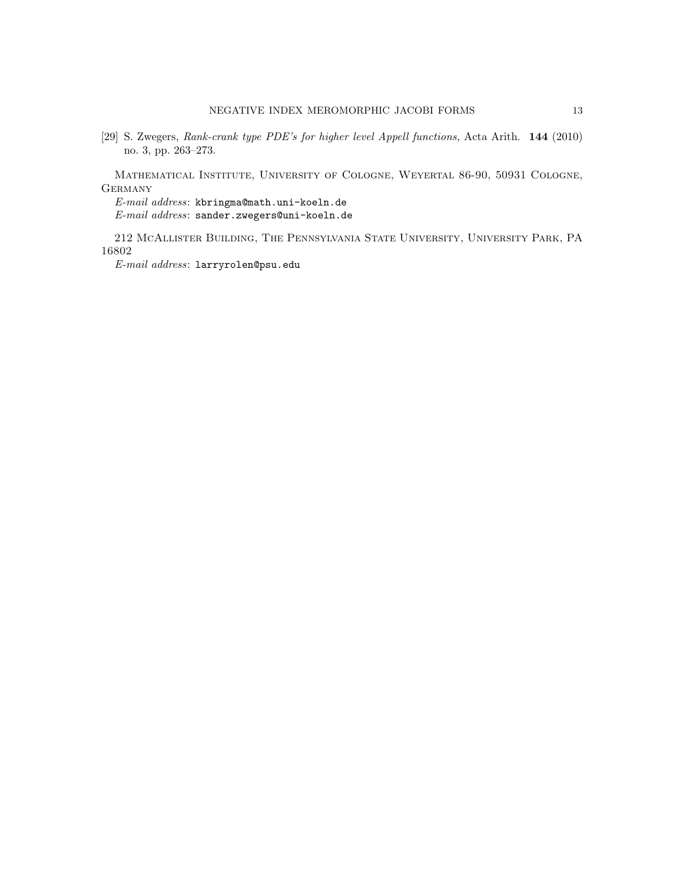[29] S. Zwegers, *Rank-crank type PDE's for higher level Appell functions,* Acta Arith. **144** (2010) no. 3, pp. 263–273.

Mathematical Institute, University of Cologne, Weyertal 86-90, 50931 Cologne, Germany

*E-mail address*: `kbringma@math.uni-koeln.de`
*E-mail address*: `sander.zwegers@uni-koeln.de`

212 McAllister Building, The Pennsylvania State University, University Park, PA 16802

*E-mail address*: `larryrolen@psu.edu`